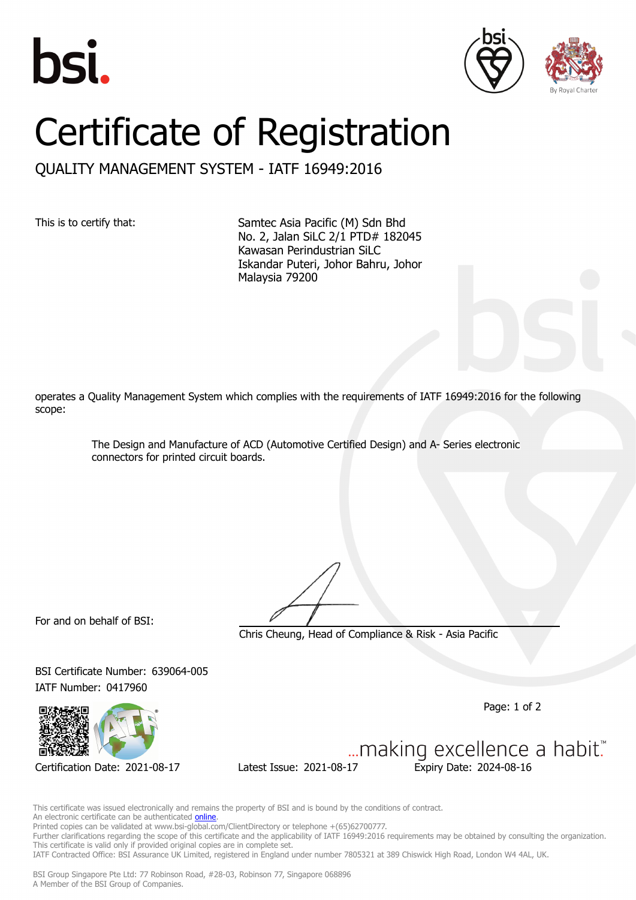# Certificate of Registration

## QUALITY MANAGEMENT SYSTEM - IATF 16949:2016

This is to certify that:

Samtec Asia Pacific (M) Sdn Bhd
No. 2, Jalan SiLC 2/1 PTD# 182045
Kawasan Perindustrian SiLC
Iskandar Puteri, Johor Bahru, Johor
Malaysia 79200

operates a Quality Management System which complies with the requirements of IATF 16949:2016 for the following scope:

> The Design and Manufacture of ACD (Automotive Certified Design) and A- Series electronic connectors for printed circuit boards.

For and on behalf of BSI:

Chris Cheung, Head of Compliance & Risk - Asia Pacific

BSI Certificate Number: 639064-005
IATF Number: 0417960

...making excellence a habit.™

Certification Date: 2021-08-17 Latest Issue: 2021-08-17 Expiry Date: 2024-08-16

This certificate was issued electronically and remains the property of BSI and is bound by the conditions of contract.
An electronic certificate can be authenticated online.
Printed copies can be validated at www.bsi-global.com/ClientDirectory or telephone +(65)62700777.
Further clarifications regarding the scope of this certificate and the applicability of IATF 16949:2016 requirements may be obtained by consulting the organization.
This certificate is valid only if provided original copies are in complete set.
IATF Contracted Office: BSI Assurance UK Limited, registered in England under number 7805321 at 389 Chiswick High Road, London W4 4AL, UK.

BSI Group Singapore Pte Ltd: 77 Robinson Road, #28-03, Robinson 77, Singapore 068896
A Member of the BSI Group of Companies.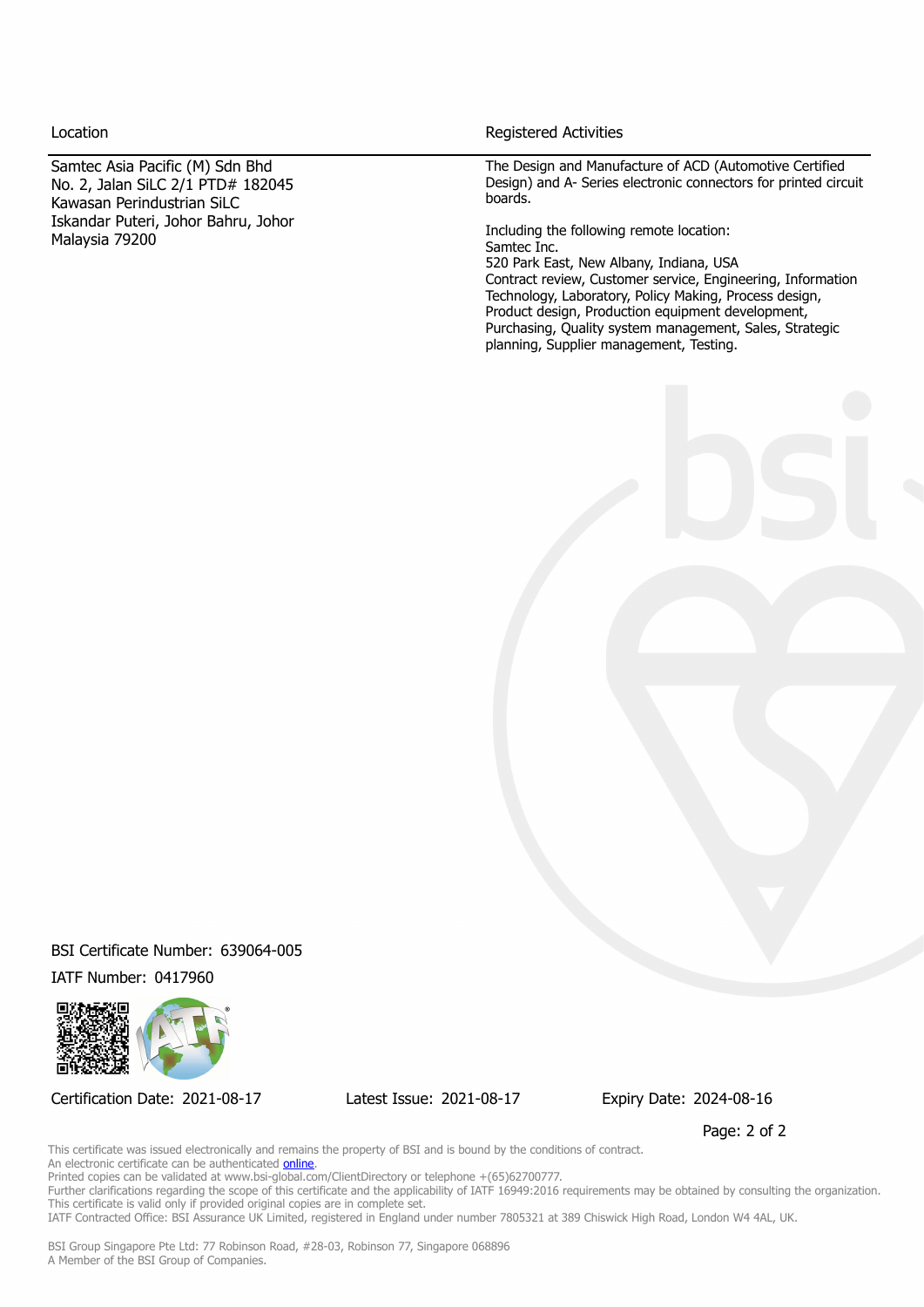| Location | Registered Activities |
| --- | --- |
| Samtec Asia Pacific (M) Sdn Bhd<br>No. 2, Jalan SiLC 2/1 PTD# 182045<br>Kawasan Perindustrian SiLC<br>Iskandar Puteri, Johor Bahru, Johor<br>Malaysia 79200 | The Design and Manufacture of ACD (Automotive Certified Design) and A- Series electronic connectors for printed circuit boards.<br><br>Including the following remote location:<br>Samtec Inc.<br>520 Park East, New Albany, Indiana, USA<br>Contract review, Customer service, Engineering, Information Technology, Laboratory, Policy Making, Process design, Product design, Production equipment development, Purchasing, Quality system management, Sales, Strategic planning, Supplier management, Testing. |

BSI Certificate Number: 639064-005

IATF Number: 0417960

Certification Date: 2021-08-17

Latest Issue: 2021-08-17

Expiry Date: 2024-08-16

This certificate was issued electronically and remains the property of BSI and is bound by the conditions of contract.
An electronic certificate can be authenticated online.
Printed copies can be validated at www.bsi-global.com/ClientDirectory or telephone +(65)62700777.
Further clarifications regarding the scope of this certificate and the applicability of IATF 16949:2016 requirements may be obtained by consulting the organization.
This certificate is valid only if provided original copies are in complete set.
IATF Contracted Office: BSI Assurance UK Limited, registered in England under number 7805321 at 389 Chiswick High Road, London W4 4AL, UK.

BSI Group Singapore Pte Ltd: 77 Robinson Road, #28-03, Robinson 77, Singapore 068896
A Member of the BSI Group of Companies.